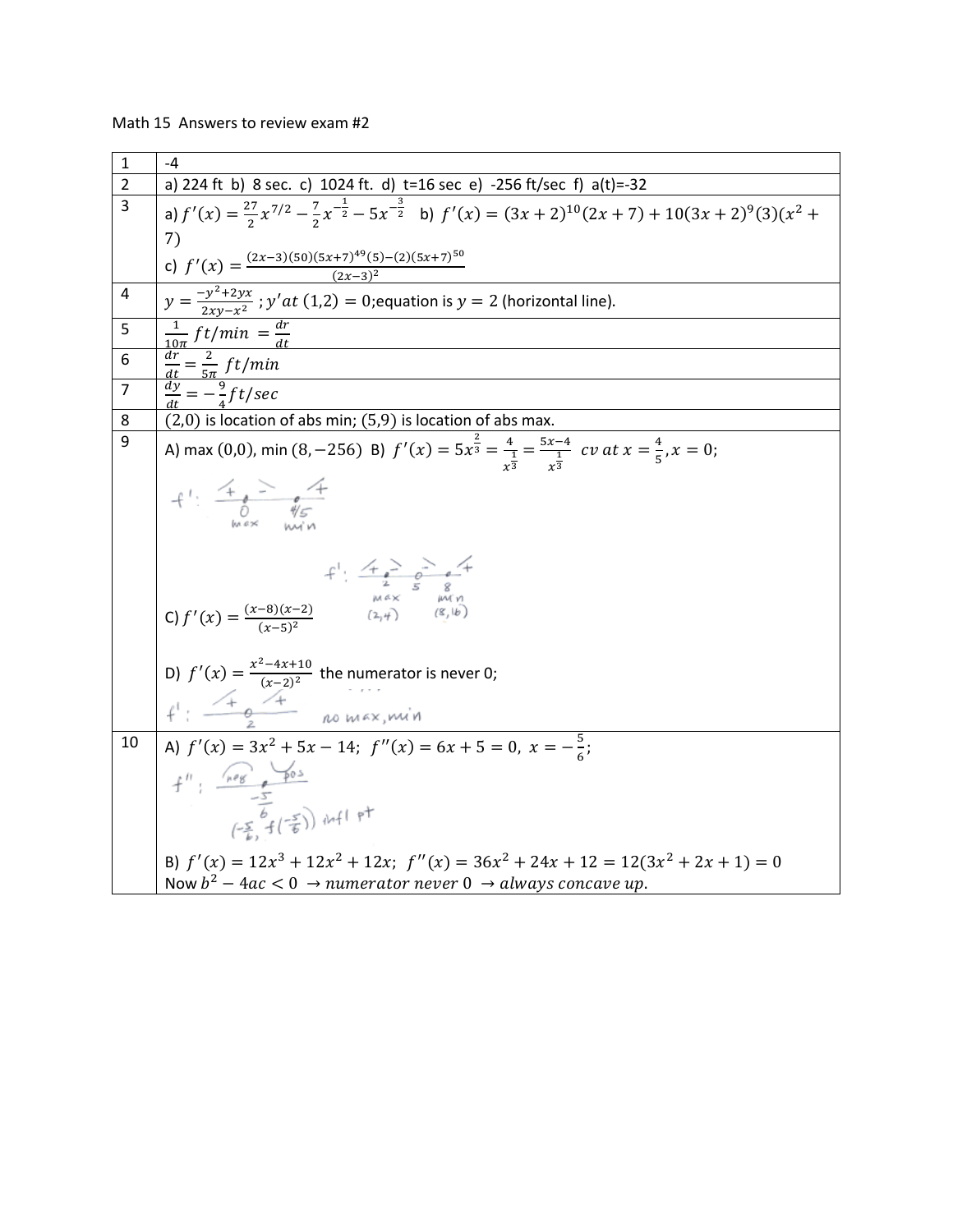Math 15 Answers to review exam #2

| | |
|---|---|
| 1 | -4 |
| 2 | a) 224 ft b) 8 sec. c) 1024 ft. d) t=16 sec e) -256 ft/sec f) a(t)=-32 |
| 3 | a) $f'(x) = \frac{27}{2}x^{7/2} - \frac{7}{2}x^{-\frac{1}{2}} - 5x^{-\frac{3}{2}}$ b) $f'(x) = (3x+2)^{10}(2x+7) + 10(3x+2)^9(3)(x^2+7)$ c) $f'(x) = \frac{(2x-3)(50)(5x+7)^{49}(5)-(2)(5x+7)^{50}}{(2x-3)^2}$ |
| 4 | $y = \frac{-y^2+2yx}{2xy-x^2}$ ; $y'$ at $(1,2) = 0$; equation is $y = 2$ (horizontal line). |
| 5 | $\frac{1}{10\pi}\ ft/min = \frac{dr}{dt}$ |
| 6 | $\frac{dr}{dt} = \frac{2}{5\pi}\ ft/min$ |
| 7 | $\frac{dy}{dt} = -\frac{9}{4} ft/sec$ |
| 8 | (2,0) is location of abs min; (5,9) is location of abs max. |
| 9 | A) max $(0,0)$, min $(8,-256)$ B) $f'(x) = 5x^{\frac{2}{3}} = \frac{4}{x^{\frac{1}{3}}} = \frac{5x-4}{x^{\frac{1}{3}}}$ $cv\ at\ x = \frac{4}{5}, x = 0$; $f'$: + (0, max) − (4/5, min) + C) $f'(x) = \frac{(x-8)(x-2)}{(x-5)^2}$ $f'$: + (2, max) − (5) − (8, min) + ; (2,4) (8,16) D) $f'(x) = \frac{x^2-4x+10}{(x-2)^2}$ the numerator is never 0; $f'$: + (2) + no max, min |
| 10 | A) $f'(x) = 3x^2 + 5x - 14$; $f''(x) = 6x + 5 = 0$, $x = -\frac{5}{6}$; $f''$: neg $-\frac{5}{6}$ pos; $(-\frac{5}{6}, f(-\frac{5}{6}))$ infl pt B) $f'(x) = 12x^3 + 12x^2 + 12x$; $f''(x) = 36x^2 + 24x + 12 = 12(3x^2 + 2x + 1) = 0$ Now $b^2 - 4ac < 0 \rightarrow numerator\ never\ 0 \rightarrow always\ concave\ up.$ |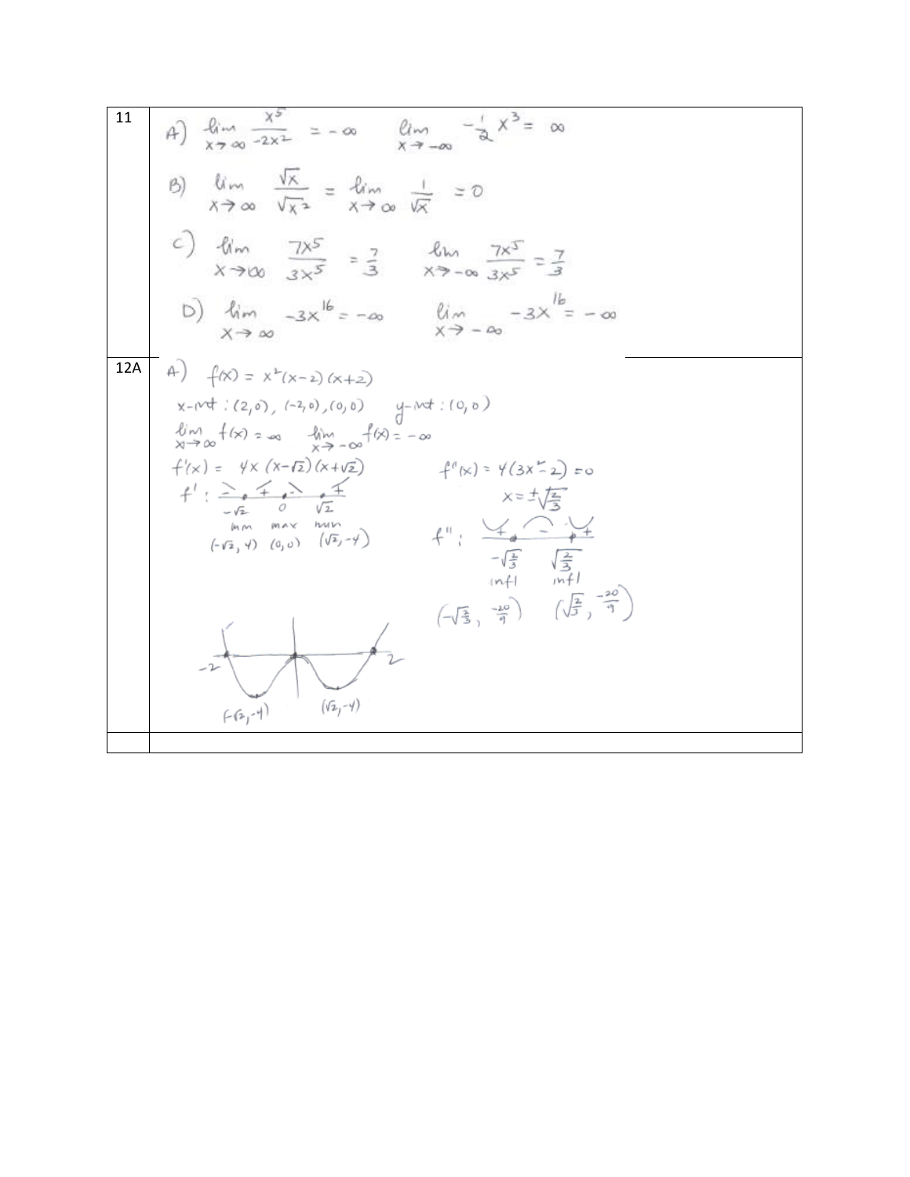| | |
|---|---|
| 11 | A) $\lim_{x \to \infty} \frac{x^5}{-2x^2} = -\infty$ $\quad \lim_{x \to -\infty} -\frac{1}{2}x^3 = \infty$<br><br>B) $\lim_{x \to \infty} \frac{\sqrt{x}}{\sqrt{x^2}} = \lim_{x \to \infty} \frac{1}{\sqrt{x}} = 0$<br><br>C) $\lim_{x \to \infty} \frac{7x^5}{3x^5} = \frac{7}{3}$ $\quad \lim_{x \to -\infty} \frac{7x^5}{3x^5} = \frac{7}{3}$<br><br>D) $\lim_{x \to \infty} -3x^{16} = -\infty$ $\quad \lim_{x \to -\infty} -3x^{16} = -\infty$ |
| 12A | A) $f(x) = x^2(x-2)(x+2)$<br><br>x-int : $(2,0)$, $(-2,0)$, $(0,0)$ $\quad$ y-int : $(0,0)$<br><br>$\lim_{x \to \infty} f(x) = \infty$ $\quad \lim_{x \to -\infty} f(x) = -\infty$<br><br>$f'(x) = 4x(x-\sqrt{2})(x+\sqrt{2})$<br><br>$f'$ : $-$ , $+$ , $-$ , $+$ at $-\sqrt{2}$, $0$, $\sqrt{2}$<br><br>min $(-\sqrt{2}, -4)$, max $(0,0)$, min $(\sqrt{2}, -4)$<br><br>$f''(x) = 4(3x^2 - 2) = 0$<br><br>$x = \pm\sqrt{\frac{2}{3}}$<br><br>$f''$ : $+$ , $-$ , $+$ at $-\sqrt{\frac{2}{3}}$, $\sqrt{\frac{2}{3}}$<br><br>infl $\quad$ infl<br><br>$\left(-\sqrt{\frac{2}{3}}, \frac{-20}{9}\right)$ $\quad \left(\sqrt{\frac{2}{3}}, \frac{-20}{9}\right)$<br><br>[Graph: $-2$, $2$, $(-\sqrt{2},-4)$, $(\sqrt{2},-4)$] |
| | |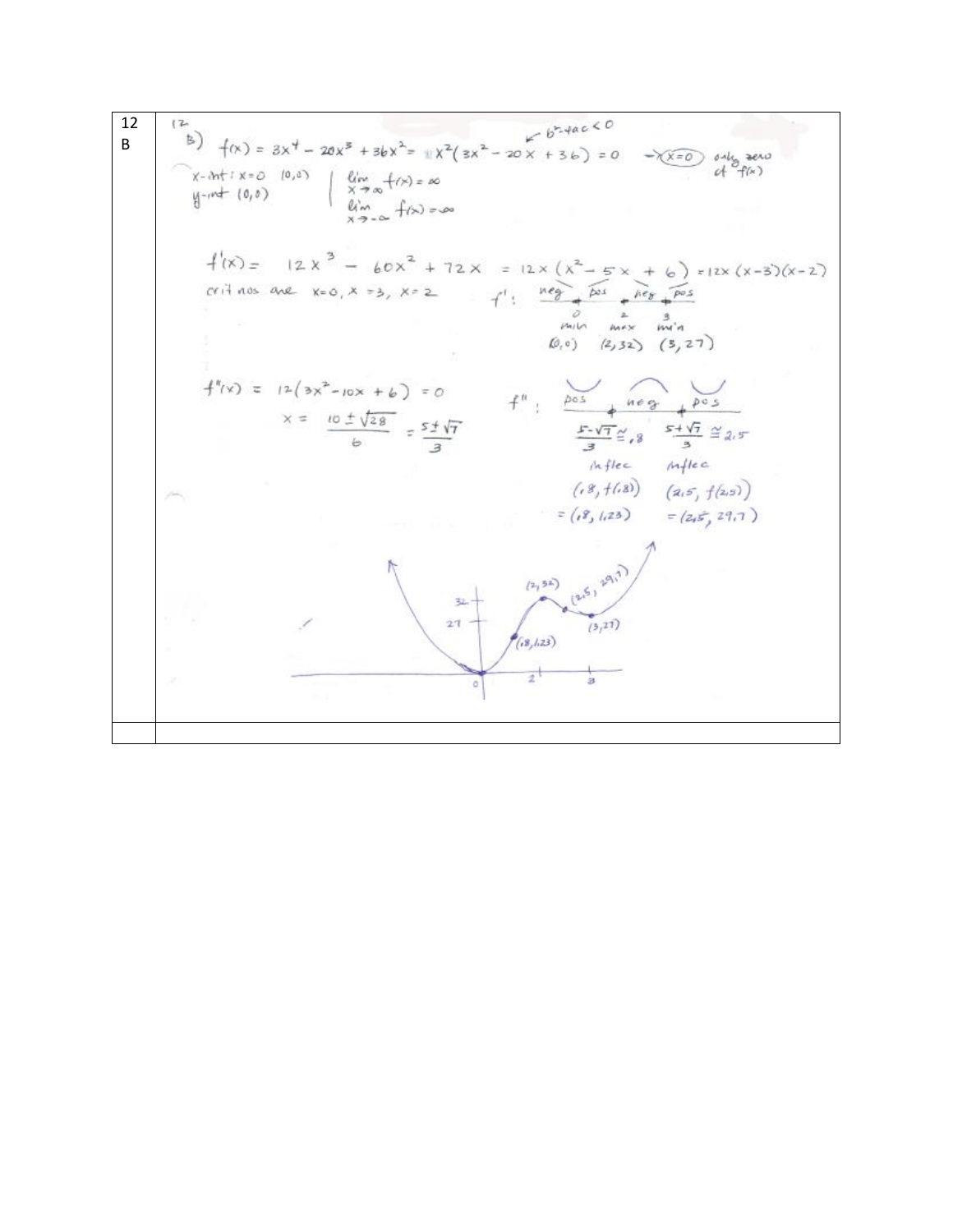| 12 B | 12 B) $f(x) = 3x^4 - 20x^3 + 36x^2 = x^2(3x^2 - 20x + 36) = 0$ ← $b^2 - 4ac < 0$ → $x = 0$ only zero of $f(x)$<br><br>x-int: $x = 0$ (0,0)<br>y-int (0,0)<br>$\lim_{x \to \infty} f(x) = \infty$<br>$\lim_{x \to -\infty} f(x) = \infty$<br><br>$f'(x) = 12x^3 - 60x^2 + 72x = 12x(x^2 - 5x + 6) = 12x(x-3)(x-2)$<br>crit nos are $x = 0, x = 3, x = 2$<br>$f'$: neg, pos, neg, pos<br>0 min (0,0); 2 max (2,32); 3 min (3,27)<br><br>$f''(x) = 12(3x^2 - 10x + 6) = 0$<br>$x = \frac{10 \pm \sqrt{28}}{6} = \frac{5 \pm \sqrt{7}}{3}$<br>$f''$: pos, neg, pos<br>$\frac{5 - \sqrt{7}}{3} \cong .8$ inflec $(.8, f(.8)) = (.8, 1.23)$<br>$\frac{5 + \sqrt{7}}{3} \cong 2.5$ inflec $(2.5, f(2.5)) = (2.5, 29.7)$<br><br>[Graph: labeled points (0,0), (.8,1.23), (2,32), (2.5, 29.7), (3,27); axis marks 27, 32, 2, 3] |
|---|---|
| | |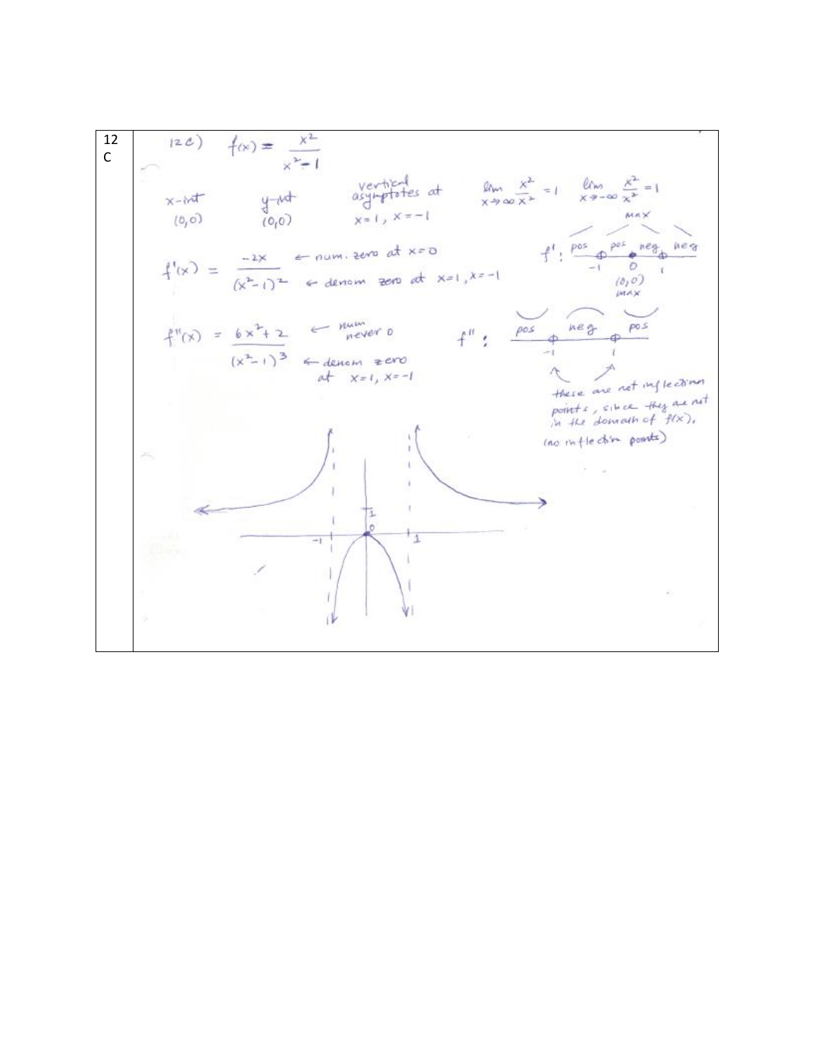| | |
|---|---|
| 12 C | 12c) $f(x) = \dfrac{x^2}{x^2-1}$ |

x-int $(0,0)$

y-int $(0,0)$

vertical asymptotes at $x=1$, $x=-1$

$\lim_{x \to \infty} \frac{x^2}{x^2} = 1$ $\quad$ $\lim_{x \to -\infty} \frac{x^2}{x^2} = 1$

$f'(x) = \dfrac{-2x}{(x^2-1)^2}$ ← num. zero at $x=0$ ← denom zero at $x=1, x=-1$

$f'$: pos, pos, neg, neg (at $-1$, $0$, $1$); MAX at $(0,0)$

$f''(x) = \dfrac{6x^2+2}{(x^2-1)^3}$ ← num never 0 ← denom zero at $x=1$, $x=-1$

$f''$: pos, neg, pos (at $-1$, $1$)

these are not inflection points, since they are not in the domain of $f(x)$. (no inflection points)

-1

1

0

1